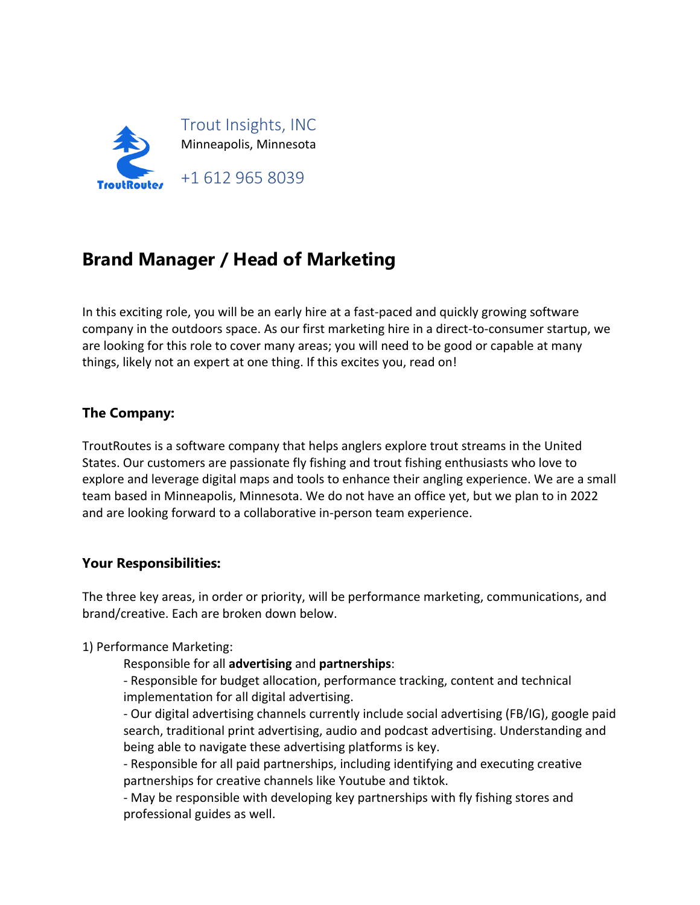TroutRoutes

Trout Insights, INC
Minneapolis, Minnesota

+1 612 965 8039

# Brand Manager / Head of Marketing

In this exciting role, you will be an early hire at a fast-paced and quickly growing software company in the outdoors space. As our first marketing hire in a direct-to-consumer startup, we are looking for this role to cover many areas; you will need to be good or capable at many things, likely not an expert at one thing. If this excites you, read on!

## The Company:

TroutRoutes is a software company that helps anglers explore trout streams in the United States. Our customers are passionate fly fishing and trout fishing enthusiasts who love to explore and leverage digital maps and tools to enhance their angling experience. We are a small team based in Minneapolis, Minnesota. We do not have an office yet, but we plan to in 2022 and are looking forward to a collaborative in-person team experience.

## Your Responsibilities:

The three key areas, in order or priority, will be performance marketing, communications, and brand/creative. Each are broken down below.

1) Performance Marketing:

Responsible for all **advertising** and **partnerships**:

- Responsible for budget allocation, performance tracking, content and technical implementation for all digital advertising.
- Our digital advertising channels currently include social advertising (FB/IG), google paid search, traditional print advertising, audio and podcast advertising. Understanding and being able to navigate these advertising platforms is key.
- Responsible for all paid partnerships, including identifying and executing creative partnerships for creative channels like Youtube and tiktok.
- May be responsible with developing key partnerships with fly fishing stores and professional guides as well.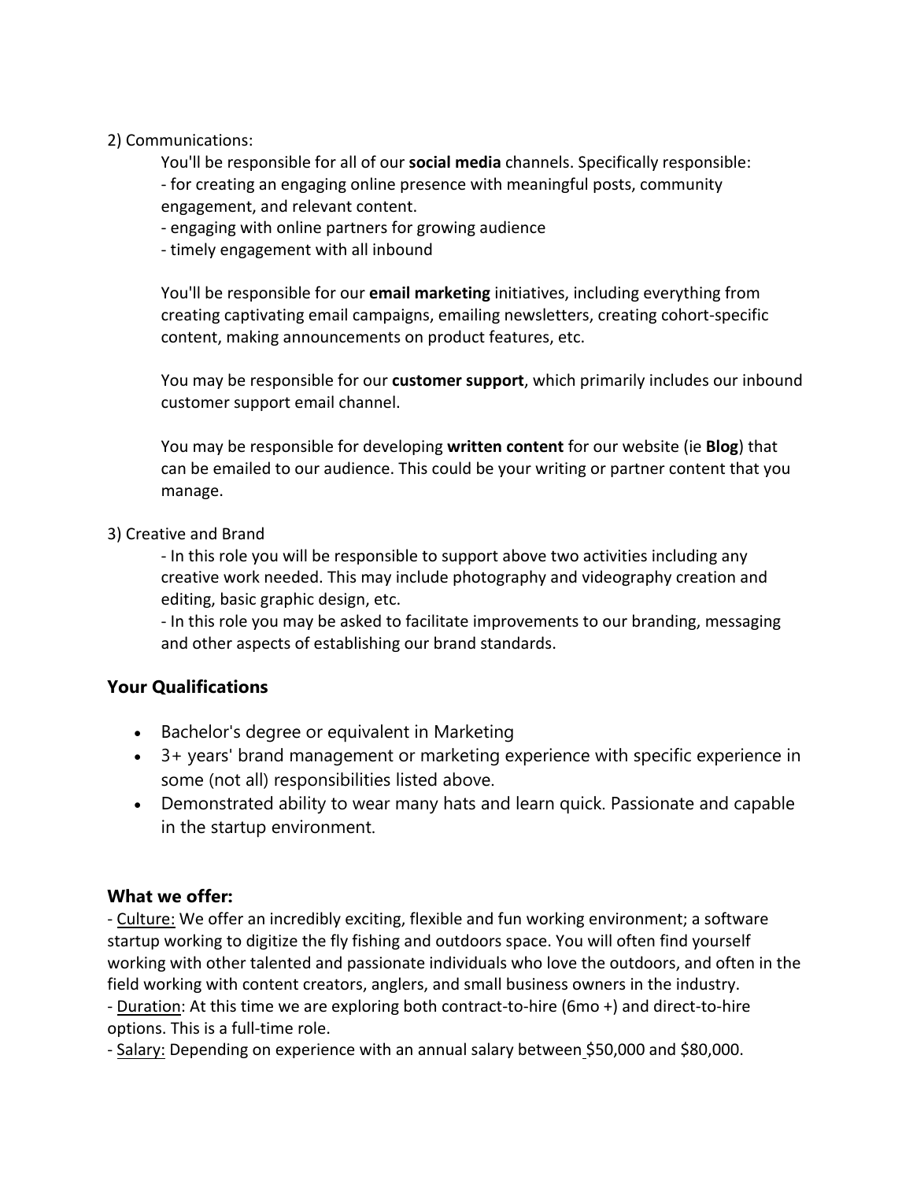2) Communications:

You'll be responsible for all of our **social media** channels. Specifically responsible:
- for creating an engaging online presence with meaningful posts, community engagement, and relevant content.
- engaging with online partners for growing audience
- timely engagement with all inbound

You'll be responsible for our **email marketing** initiatives, including everything from creating captivating email campaigns, emailing newsletters, creating cohort-specific content, making announcements on product features, etc.

You may be responsible for our **customer support**, which primarily includes our inbound customer support email channel.

You may be responsible for developing **written content** for our website (ie **Blog**) that can be emailed to our audience. This could be your writing or partner content that you manage.

3) Creative and Brand

- In this role you will be responsible to support above two activities including any creative work needed. This may include photography and videography creation and editing, basic graphic design, etc.
- In this role you may be asked to facilitate improvements to our branding, messaging and other aspects of establishing our brand standards.

### Your Qualifications

- Bachelor's degree or equivalent in Marketing
- 3+ years' brand management or marketing experience with specific experience in some (not all) responsibilities listed above.
- Demonstrated ability to wear many hats and learn quick. Passionate and capable in the startup environment.

### What we offer:

- Culture: We offer an incredibly exciting, flexible and fun working environment; a software startup working to digitize the fly fishing and outdoors space. You will often find yourself working with other talented and passionate individuals who love the outdoors, and often in the field working with content creators, anglers, and small business owners in the industry.
- Duration: At this time we are exploring both contract-to-hire (6mo +) and direct-to-hire options. This is a full-time role.
- Salary: Depending on experience with an annual salary between $50,000 and $80,000.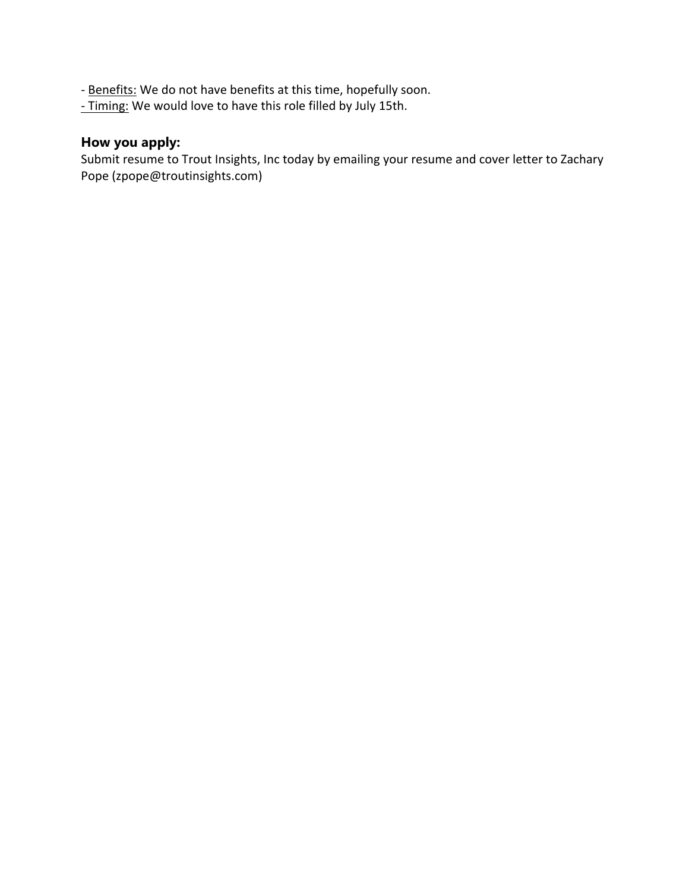- Benefits: We do not have benefits at this time, hopefully soon.
- Timing: We would love to have this role filled by July 15th.

### How you apply:

Submit resume to Trout Insights, Inc today by emailing your resume and cover letter to Zachary Pope (zpope@troutinsights.com)